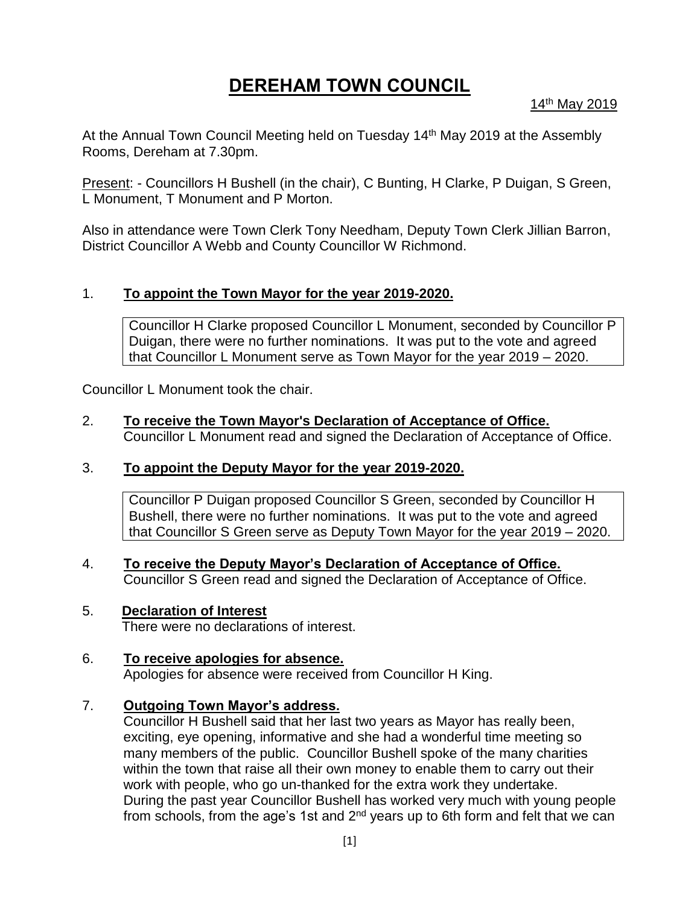# DEREHAM TOWN COUNCIL

14th May 2019

At the Annual Town Council Meeting held on Tuesday 14th May 2019 at the Assembly Rooms, Dereham at 7.30pm.

Present: - Councillors H Bushell (in the chair), C Bunting, H Clarke, P Duigan, S Green, L Monument, T Monument and P Morton.

Also in attendance were Town Clerk Tony Needham, Deputy Town Clerk Jillian Barron, District Councillor A Webb and County Councillor W Richmond.

1. **To appoint the Town Mayor for the year 2019-2020.**

   Councillor H Clarke proposed Councillor L Monument, seconded by Councillor P Duigan, there were no further nominations. It was put to the vote and agreed that Councillor L Monument serve as Town Mayor for the year 2019 – 2020.

Councillor L Monument took the chair.

2. **To receive the Town Mayor's Declaration of Acceptance of Office.**
   Councillor L Monument read and signed the Declaration of Acceptance of Office.

3. **To appoint the Deputy Mayor for the year 2019-2020.**

   Councillor P Duigan proposed Councillor S Green, seconded by Councillor H Bushell, there were no further nominations. It was put to the vote and agreed that Councillor S Green serve as Deputy Town Mayor for the year 2019 – 2020.

4. **To receive the Deputy Mayor's Declaration of Acceptance of Office.**
   Councillor S Green read and signed the Declaration of Acceptance of Office.

5. **Declaration of Interest**
   There were no declarations of interest.

6. **To receive apologies for absence.**
   Apologies for absence were received from Councillor H King.

7. **Outgoing Town Mayor's address.**
   Councillor H Bushell said that her last two years as Mayor has really been, exciting, eye opening, informative and she had a wonderful time meeting so many members of the public. Councillor Bushell spoke of the many charities within the town that raise all their own money to enable them to carry out their work with people, who go un-thanked for the extra work they undertake. During the past year Councillor Bushell has worked very much with young people from schools, from the age's 1st and 2nd years up to 6th form and felt that we can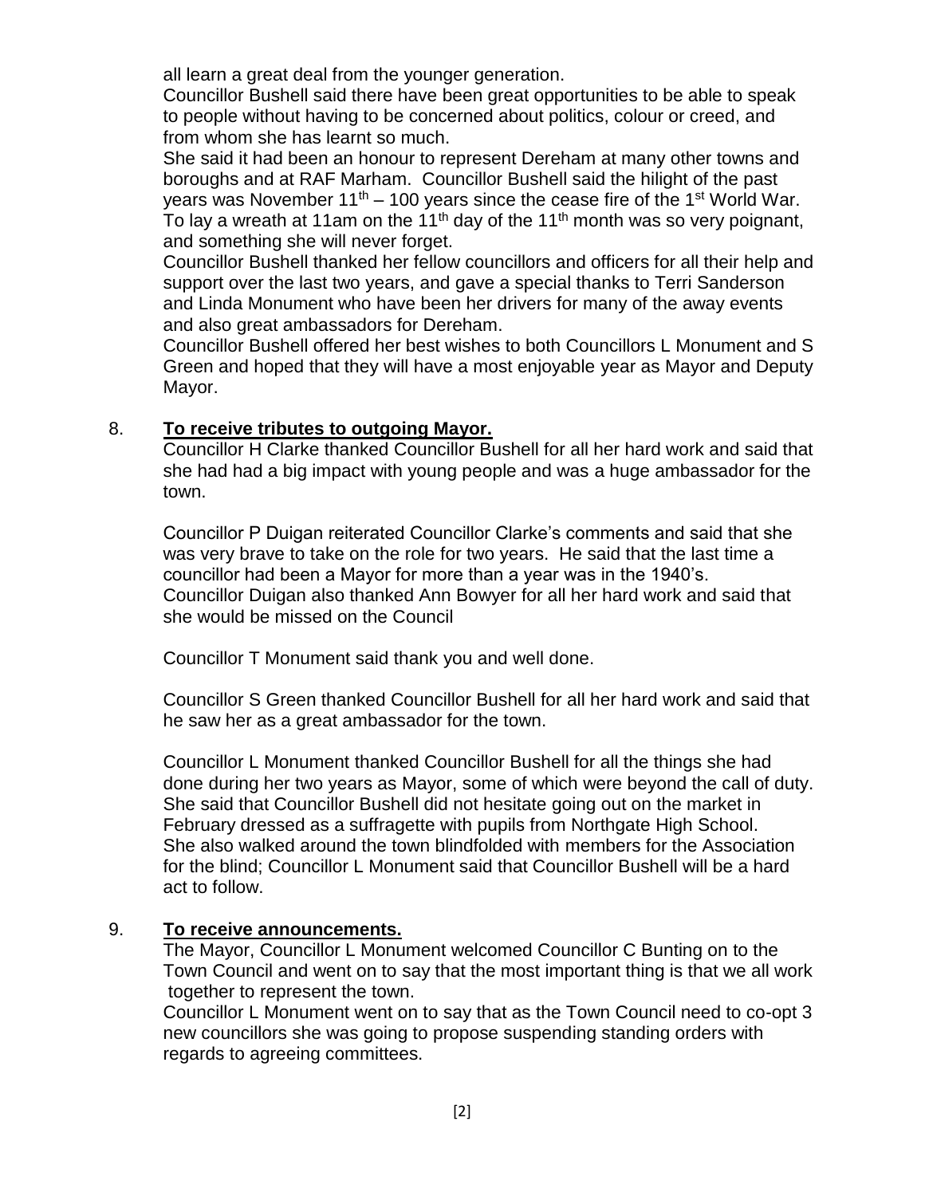all learn a great deal from the younger generation.

Councillor Bushell said there have been great opportunities to be able to speak to people without having to be concerned about politics, colour or creed, and from whom she has learnt so much.

She said it had been an honour to represent Dereham at many other towns and boroughs and at RAF Marham. Councillor Bushell said the hilight of the past years was November 11th – 100 years since the cease fire of the 1st World War. To lay a wreath at 11am on the 11th day of the 11th month was so very poignant, and something she will never forget.

Councillor Bushell thanked her fellow councillors and officers for all their help and support over the last two years, and gave a special thanks to Terri Sanderson and Linda Monument who have been her drivers for many of the away events and also great ambassadors for Dereham.

Councillor Bushell offered her best wishes to both Councillors L Monument and S Green and hoped that they will have a most enjoyable year as Mayor and Deputy Mayor.

8. **To receive tributes to outgoing Mayor.**

Councillor H Clarke thanked Councillor Bushell for all her hard work and said that she had had a big impact with young people and was a huge ambassador for the town.

Councillor P Duigan reiterated Councillor Clarke's comments and said that she was very brave to take on the role for two years. He said that the last time a councillor had been a Mayor for more than a year was in the 1940's. Councillor Duigan also thanked Ann Bowyer for all her hard work and said that she would be missed on the Council

Councillor T Monument said thank you and well done.

Councillor S Green thanked Councillor Bushell for all her hard work and said that he saw her as a great ambassador for the town.

Councillor L Monument thanked Councillor Bushell for all the things she had done during her two years as Mayor, some of which were beyond the call of duty. She said that Councillor Bushell did not hesitate going out on the market in February dressed as a suffragette with pupils from Northgate High School. She also walked around the town blindfolded with members for the Association for the blind; Councillor L Monument said that Councillor Bushell will be a hard act to follow.

9. **To receive announcements.**

The Mayor, Councillor L Monument welcomed Councillor C Bunting on to the Town Council and went on to say that the most important thing is that we all work together to represent the town.

Councillor L Monument went on to say that as the Town Council need to co-opt 3 new councillors she was going to propose suspending standing orders with regards to agreeing committees.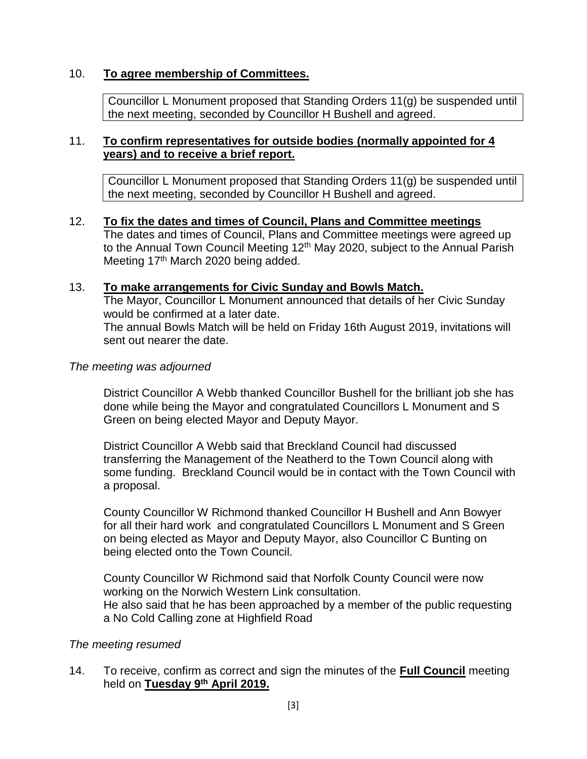10. **<u>To agree membership of Committees.</u>**

> Councillor L Monument proposed that Standing Orders 11(g) be suspended until the next meeting, seconded by Councillor H Bushell and agreed.

11. **<u>To confirm representatives for outside bodies (normally appointed for 4 years) and to receive a brief report.</u>**

> Councillor L Monument proposed that Standing Orders 11(g) be suspended until the next meeting, seconded by Councillor H Bushell and agreed.

12. **<u>To fix the dates and times of Council, Plans and Committee meetings</u>**
    The dates and times of Council, Plans and Committee meetings were agreed up to the Annual Town Council Meeting 12th May 2020, subject to the Annual Parish Meeting 17th March 2020 being added.

13. **<u>To make arrangements for Civic Sunday and Bowls Match.</u>**
    The Mayor, Councillor L Monument announced that details of her Civic Sunday would be confirmed at a later date.
    The annual Bowls Match will be held on Friday 16th August 2019, invitations will sent out nearer the date.

*The meeting was adjourned*

District Councillor A Webb thanked Councillor Bushell for the brilliant job she has done while being the Mayor and congratulated Councillors L Monument and S Green on being elected Mayor and Deputy Mayor.

District Councillor A Webb said that Breckland Council had discussed transferring the Management of the Neatherd to the Town Council along with some funding. Breckland Council would be in contact with the Town Council with a proposal.

County Councillor W Richmond thanked Councillor H Bushell and Ann Bowyer for all their hard work and congratulated Councillors L Monument and S Green on being elected as Mayor and Deputy Mayor, also Councillor C Bunting on being elected onto the Town Council.

County Councillor W Richmond said that Norfolk County Council were now working on the Norwich Western Link consultation.
He also said that he has been approached by a member of the public requesting a No Cold Calling zone at Highfield Road

*The meeting resumed*

14. To receive, confirm as correct and sign the minutes of the **<u>Full Council</u>** meeting held on **<u>Tuesday 9th April 2019.</u>**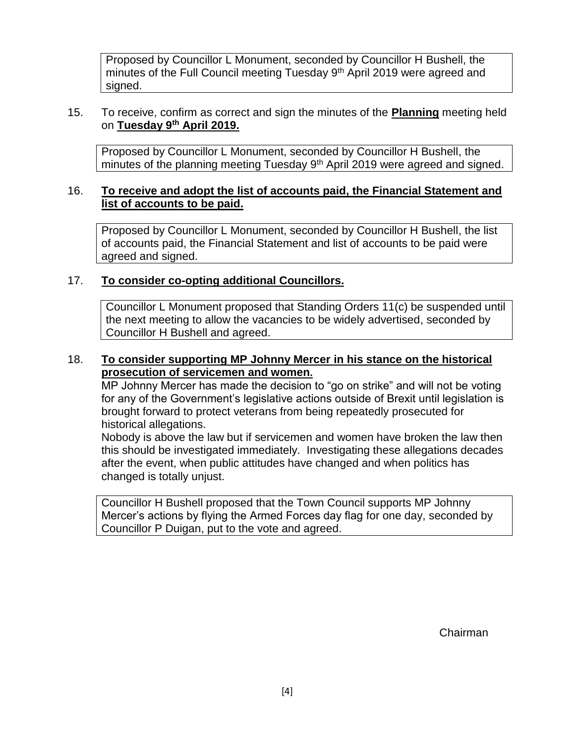Proposed by Councillor L Monument, seconded by Councillor H Bushell, the minutes of the Full Council meeting Tuesday 9th April 2019 were agreed and signed.

15. To receive, confirm as correct and sign the minutes of the **Planning** meeting held on **Tuesday 9th April 2019.**

Proposed by Councillor L Monument, seconded by Councillor H Bushell, the minutes of the planning meeting Tuesday 9th April 2019 were agreed and signed.

16. **To receive and adopt the list of accounts paid, the Financial Statement and list of accounts to be paid.**

Proposed by Councillor L Monument, seconded by Councillor H Bushell, the list of accounts paid, the Financial Statement and list of accounts to be paid were agreed and signed.

17. **To consider co-opting additional Councillors.**

Councillor L Monument proposed that Standing Orders 11(c) be suspended until the next meeting to allow the vacancies to be widely advertised, seconded by Councillor H Bushell and agreed.

18. **To consider supporting MP Johnny Mercer in his stance on the historical prosecution of servicemen and women.**

MP Johnny Mercer has made the decision to "go on strike" and will not be voting for any of the Government's legislative actions outside of Brexit until legislation is brought forward to protect veterans from being repeatedly prosecuted for historical allegations.

Nobody is above the law but if servicemen and women have broken the law then this should be investigated immediately. Investigating these allegations decades after the event, when public attitudes have changed and when politics has changed is totally unjust.

Councillor H Bushell proposed that the Town Council supports MP Johnny Mercer's actions by flying the Armed Forces day flag for one day, seconded by Councillor P Duigan, put to the vote and agreed.

Chairman